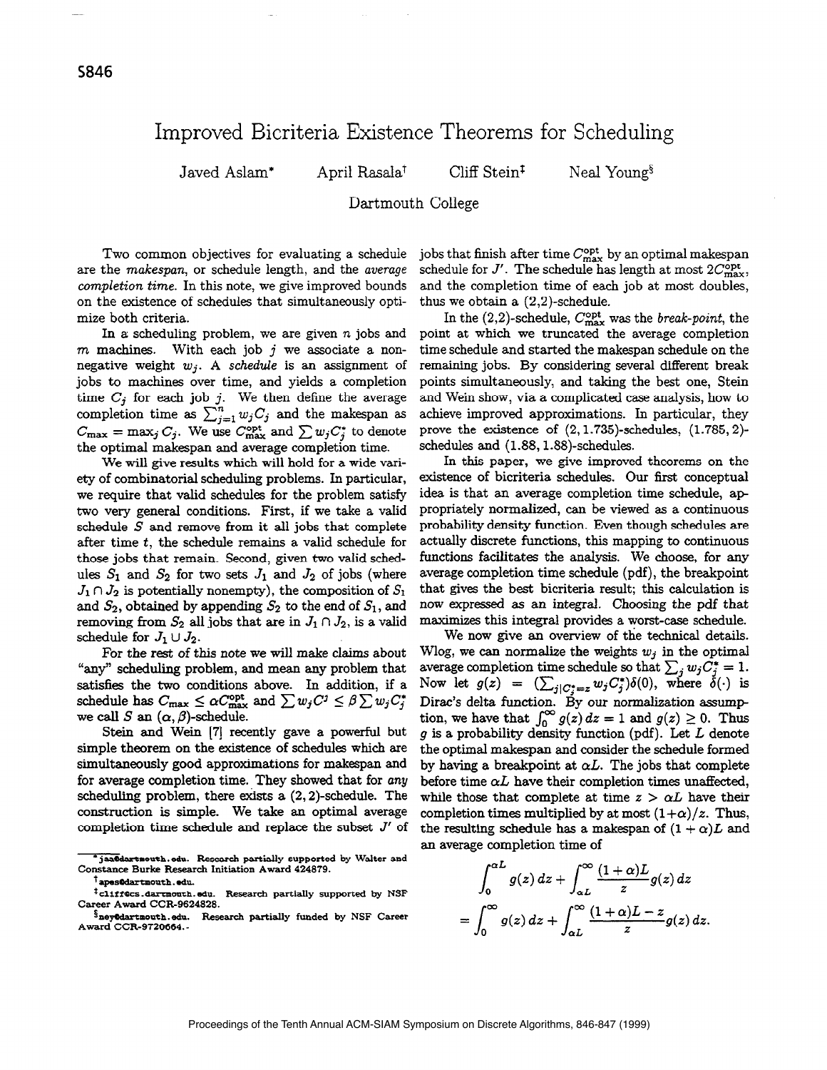# Improved Bicriteria Existence Theorems for Scheduling

Javed Aslam* April Rasala† Cliff Stein‡ Neal Young§

Dartmouth College

Two common objectives for evaluating a schedule are the *makespan*, or schedule length, and the *average completion time*. In this note, we give improved bounds on the existence of schedules that simultaneously optimize both criteria.

In a scheduling problem, we are given $n$ jobs and $m$ machines. With each job $j$ we associate a non-negative weight $w_j$. A *schedule* is an assignment of jobs to machines over time, and yields a completion time $C_j$ for each job $j$. We then define the average completion time as $\sum_{j=1}^{n} w_j C_j$ and the makespan as $C_{\max} = \max_j C_j$. We use $C_{\max}^{\text{opt}}$ and $\sum w_j C_j^*$ to denote the optimal makespan and average completion time.

We will give results which will hold for a wide variety of combinatorial scheduling problems. In particular, we require that valid schedules for the problem satisfy two very general conditions. First, if we take a valid schedule $S$ and remove from it all jobs that complete after time $t$, the schedule remains a valid schedule for those jobs that remain. Second, given two valid schedules $S_1$ and $S_2$ for two sets $J_1$ and $J_2$ of jobs (where $J_1 \cap J_2$ is potentially nonempty), the composition of $S_1$ and $S_2$, obtained by appending $S_2$ to the end of $S_1$, and removing from $S_2$ all jobs that are in $J_1 \cap J_2$, is a valid schedule for $J_1 \cup J_2$.

For the rest of this note we will make claims about "any" scheduling problem, and mean any problem that satisfies the two conditions above. In addition, if a schedule has $C_{\max} \leq \alpha C_{\max}^{\text{opt}}$ and $\sum w_j C^j \leq \beta \sum w_j C_j^*$ we call $S$ an $(\alpha, \beta)$-schedule.

Stein and Wein [7] recently gave a powerful but simple theorem on the existence of schedules which are simultaneously good approximations for makespan and for average completion time. They showed that for *any* scheduling problem, there exists a $(2,2)$-schedule. The construction is simple. We take an optimal average completion time schedule and replace the subset $J'$ of jobs that finish after time $C_{\max}^{\text{opt}}$ by an optimal makespan schedule for $J'$. The schedule has length at most $2C_{\max}^{\text{opt}}$, and the completion time of each job at most doubles, thus we obtain a $(2,2)$-schedule.

In the $(2,2)$-schedule, $C_{\max}^{\text{opt}}$ was the *break-point*, the point at which we truncated the average completion time schedule and started the makespan schedule on the remaining jobs. By considering several different break points simultaneously, and taking the best one, Stein and Wein show, via a complicated case analysis, how to achieve improved approximations. In particular, they prove the existence of $(2, 1.735)$-schedules, $(1.785, 2)$-schedules and $(1.88, 1.88)$-schedules.

In this paper, we give improved theorems on the existence of bicriteria schedules. Our first conceptual idea is that an average completion time schedule, appropriately normalized, can be viewed as a continuous probability density function. Even though schedules are actually discrete functions, this mapping to continuous functions facilitates the analysis. We choose, for any average completion time schedule (pdf), the breakpoint that gives the best bicriteria result; this calculation is now expressed as an integral. Choosing the pdf that maximizes this integral provides a worst-case schedule.

We now give an overview of the technical details. Wlog, we can normalize the weights $w_j$ in the optimal average completion time schedule so that $\sum_j w_j C_j^* = 1$. Now let $g(z) = (\sum_{j|C_j^*=z} w_j C_j^*)\delta(0)$, where $\delta(\cdot)$ is Dirac's delta function. By our normalization assumption, we have that $\int_0^\infty g(z)\,dz = 1$ and $g(z) \geq 0$. Thus $g$ is a probability density function (pdf). Let $L$ denote the optimal makespan and consider the schedule formed by having a breakpoint at $\alpha L$. The jobs that complete before time $\alpha L$ have their completion times unaffected, while those that complete at time $z > \alpha L$ have their completion times multiplied by at most $(1+\alpha)/z$. Thus, the resulting schedule has a makespan of $(1+\alpha)L$ and an average completion time of

$$
\begin{aligned}
&\int_0^{\alpha L} g(z)\,dz + \int_{\alpha L}^{\infty} \frac{(1+\alpha)L}{z} g(z)\,dz \\
&= \int_0^{\infty} g(z)\,dz + \int_{\alpha L}^{\infty} \frac{(1+\alpha)L - z}{z} g(z)\,dz.
\end{aligned}
$$

---

*jaa@dartmouth.edu. Research partially supported by Walter and Constance Burke Research Initiation Award 424879.

†apes@dartmouth.edu.

‡cliff@cs.dartmouth.edu. Research partially supported by NSF Career Award CCR-9624828.

§ney@dartmouth.edu. Research partially funded by NSF Career Award CCR-9720664.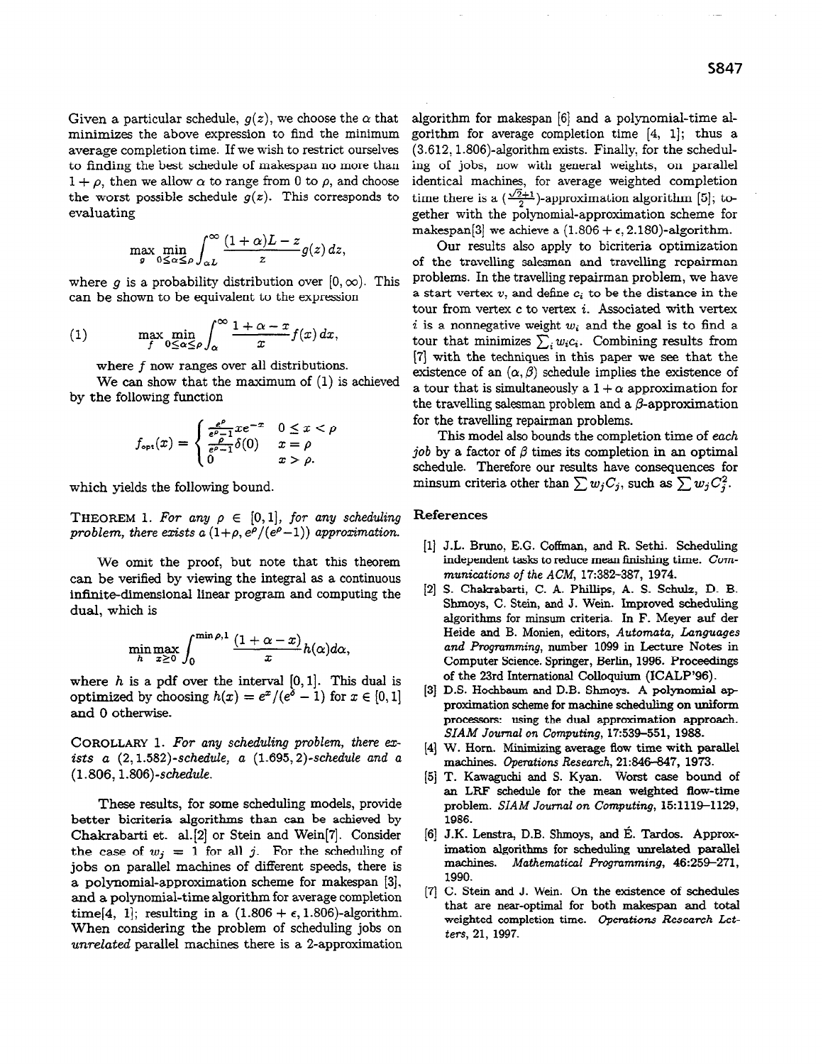Given a particular schedule, $g(z)$, we choose the $\alpha$ that minimizes the above expression to find the minimum average completion time. If we wish to restrict ourselves to finding the best schedule of makespan no more than $1+\rho$, then we allow $\alpha$ to range from 0 to $\rho$, and choose the worst possible schedule $g(z)$. This corresponds to evaluating

$$\max_{g} \min_{0\leq\alpha\leq\rho} \int_{\alpha L}^{\infty} \frac{(1+\alpha)L - z}{z} g(z)\, dz,$$

where $g$ is a probability distribution over $[0,\infty)$. This can be shown to be equivalent to the expression

$$\max_{f} \min_{0\leq\alpha\leq\rho} \int_{\alpha}^{\infty} \frac{1+\alpha-x}{x} f(x)\, dx, \tag{1}$$

where $f$ now ranges over all distributions.

We can show that the maximum of (1) is achieved by the following function

$$f_{opt}(x) = \begin{cases} \frac{e^{\rho}}{e^{\rho}-1} x e^{-x} & 0 \leq x < \rho \\ \frac{\rho}{e^{\rho}-1} \delta(0) & x = \rho \\ 0 & x > \rho. \end{cases}$$

which yields the following bound.

THEOREM 1. *For any $\rho \in [0,1]$, for any scheduling problem, there exists a $(1+\rho, e^{\rho}/(e^{\rho}-1))$ approximation.*

We omit the proof, but note that this theorem can be verified by viewing the integral as a continuous infinite-dimensional linear program and computing the dual, which is

$$\min_{h} \max_{x\geq 0} \int_{0}^{\min \rho, 1} \frac{(1+\alpha-x)}{x} h(\alpha) d\alpha,$$

where $h$ is a pdf over the interval $[0,1]$. This dual is optimized by choosing $h(x) = e^{x}/(e^{\delta}-1)$ for $x \in [0,1]$ and 0 otherwise.

COROLLARY 1. *For any scheduling problem, there exists a $(2, 1.582)$-schedule, a $(1.695, 2)$-schedule and a $(1.806, 1.806)$-schedule.*

These results, for some scheduling models, provide better bicriteria algorithms than can be achieved by Chakrabarti et. al.[2] or Stein and Wein[7]. Consider the case of $w_j = 1$ for all $j$. For the scheduling of jobs on parallel machines of different speeds, there is a polynomial-approximation scheme for makespan [3], and a polynomial-time algorithm for average completion time[4, 1]; resulting in a $(1.806+\epsilon, 1.806)$-algorithm. When considering the problem of scheduling jobs on *unrelated* parallel machines there is a 2-approximation algorithm for makespan [6] and a polynomial-time algorithm for average completion time [4, 1]; thus a $(3.612, 1.806)$-algorithm exists. Finally, for the scheduling of jobs, now with general weights, on parallel identical machines, for average weighted completion time there is a $(\frac{\sqrt{2}+1}{2})$-approximation algorithm [5]; together with the polynomial-approximation scheme for makespan[3] we achieve a $(1.806+\epsilon, 2.180)$-algorithm.

Our results also apply to bicriteria optimization of the travelling salesman and travelling repairman problems. In the travelling repairman problem, we have a start vertex $v$, and define $c_i$ to be the distance in the tour from vertex $c$ to vertex $i$. Associated with vertex $i$ is a nonnegative weight $w_i$ and the goal is to find a tour that minimizes $\sum_i w_i c_i$. Combining results from [7] with the techniques in this paper we see that the existence of an $(\alpha, \beta)$ schedule implies the existence of a tour that is simultaneously a $1+\alpha$ approximation for the travelling salesman problem and a $\beta$-approximation for the travelling repairman problems.

This model also bounds the completion time of *each job* by a factor of $\beta$ times its completion in an optimal schedule. Therefore our results have consequences for minsum criteria other than $\sum w_j C_j$, such as $\sum w_j C_j^2$.

## References

[1] J.L. Bruno, E.G. Coffman, and R. Sethi. Scheduling independent tasks to reduce mean finishing time. *Communications of the ACM*, 17:382–387, 1974.

[2] S. Chakrabarti, C. A. Phillips, A. S. Schulz, D. B. Shmoys, C. Stein, and J. Wein. Improved scheduling algorithms for minsum criteria. In F. Meyer auf der Heide and B. Monien, editors, *Automata, Languages and Programming*, number 1099 in Lecture Notes in Computer Science. Springer, Berlin, 1996. Proceedings of the 23rd International Colloquium (ICALP'96).

[3] D.S. Hochbaum and D.B. Shmoys. A polynomial approximation scheme for machine scheduling on uniform processors: using the dual approximation approach. *SIAM Journal on Computing*, 17:539–551, 1988.

[4] W. Horn. Minimizing average flow time with parallel machines. *Operations Research*, 21:846–847, 1973.

[5] T. Kawaguchi and S. Kyan. Worst case bound of an LRF schedule for the mean weighted flow-time problem. *SIAM Journal on Computing*, 15:1119–1129, 1986.

[6] J.K. Lenstra, D.B. Shmoys, and É. Tardos. Approximation algorithms for scheduling unrelated parallel machines. *Mathematical Programming*, 46:259–271, 1990.

[7] C. Stein and J. Wein. On the existence of schedules that are near-optimal for both makespan and total weighted completion time. *Operations Research Letters*, 21, 1997.